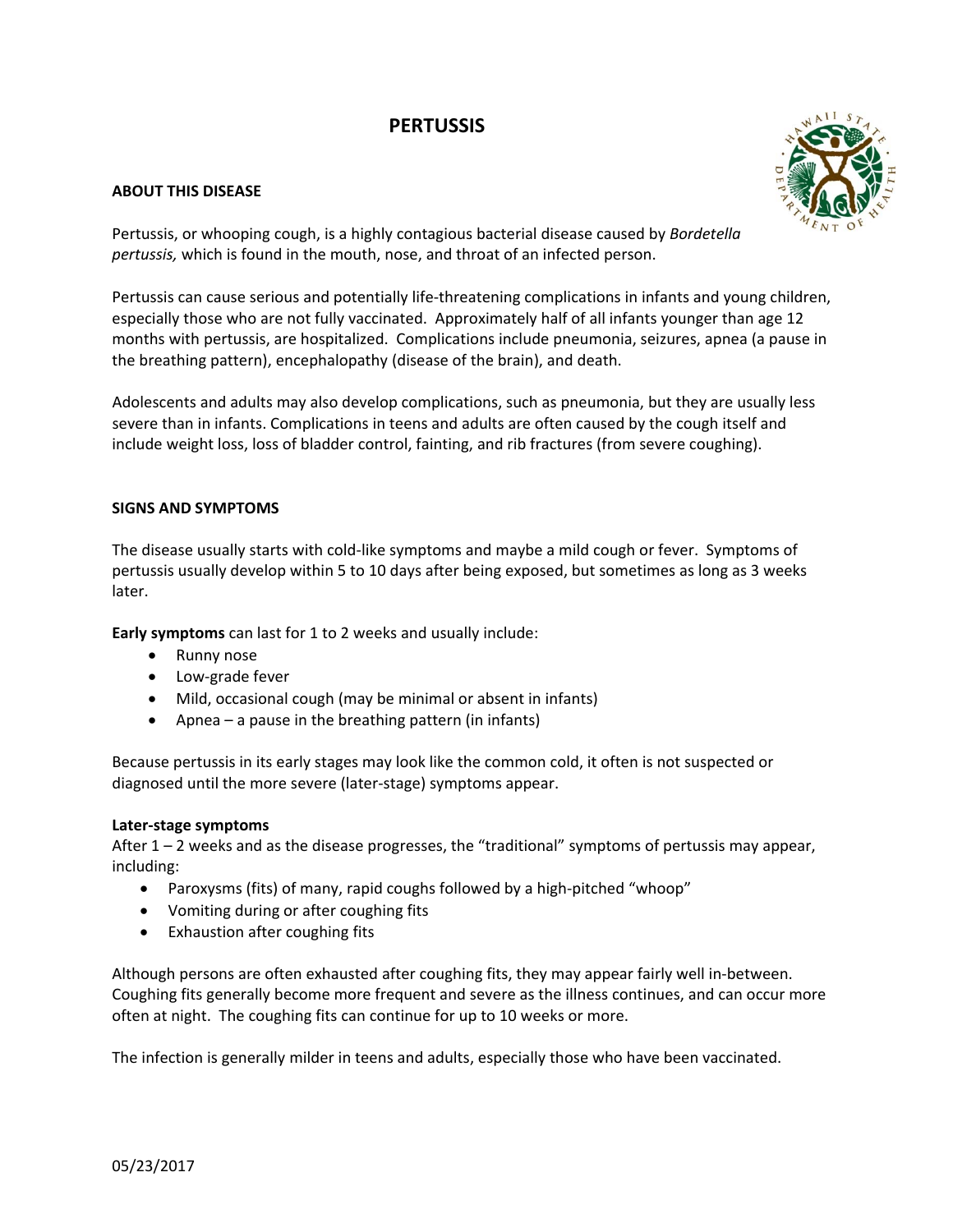# PERTUSSIS

## ABOUT THIS DISEASE

Pertussis, or whooping cough, is a highly contagious bacterial disease caused by *Bordetella pertussis,* which is found in the mouth, nose, and throat of an infected person.

Pertussis can cause serious and potentially life-threatening complications in infants and young children, especially those who are not fully vaccinated. Approximately half of all infants younger than age 12 months with pertussis, are hospitalized. Complications include pneumonia, seizures, apnea (a pause in the breathing pattern), encephalopathy (disease of the brain), and death.

Adolescents and adults may also develop complications, such as pneumonia, but they are usually less severe than in infants. Complications in teens and adults are often caused by the cough itself and include weight loss, loss of bladder control, fainting, and rib fractures (from severe coughing).

## SIGNS AND SYMPTOMS

The disease usually starts with cold-like symptoms and maybe a mild cough or fever. Symptoms of pertussis usually develop within 5 to 10 days after being exposed, but sometimes as long as 3 weeks later.

**Early symptoms** can last for 1 to 2 weeks and usually include:

- Runny nose
- Low-grade fever
- Mild, occasional cough (may be minimal or absent in infants)
- Apnea – a pause in the breathing pattern (in infants)

Because pertussis in its early stages may look like the common cold, it often is not suspected or diagnosed until the more severe (later-stage) symptoms appear.

**Later-stage symptoms**

After 1 – 2 weeks and as the disease progresses, the "traditional" symptoms of pertussis may appear, including:

- Paroxysms (fits) of many, rapid coughs followed by a high-pitched "whoop"
- Vomiting during or after coughing fits
- Exhaustion after coughing fits

Although persons are often exhausted after coughing fits, they may appear fairly well in-between. Coughing fits generally become more frequent and severe as the illness continues, and can occur more often at night. The coughing fits can continue for up to 10 weeks or more.

The infection is generally milder in teens and adults, especially those who have been vaccinated.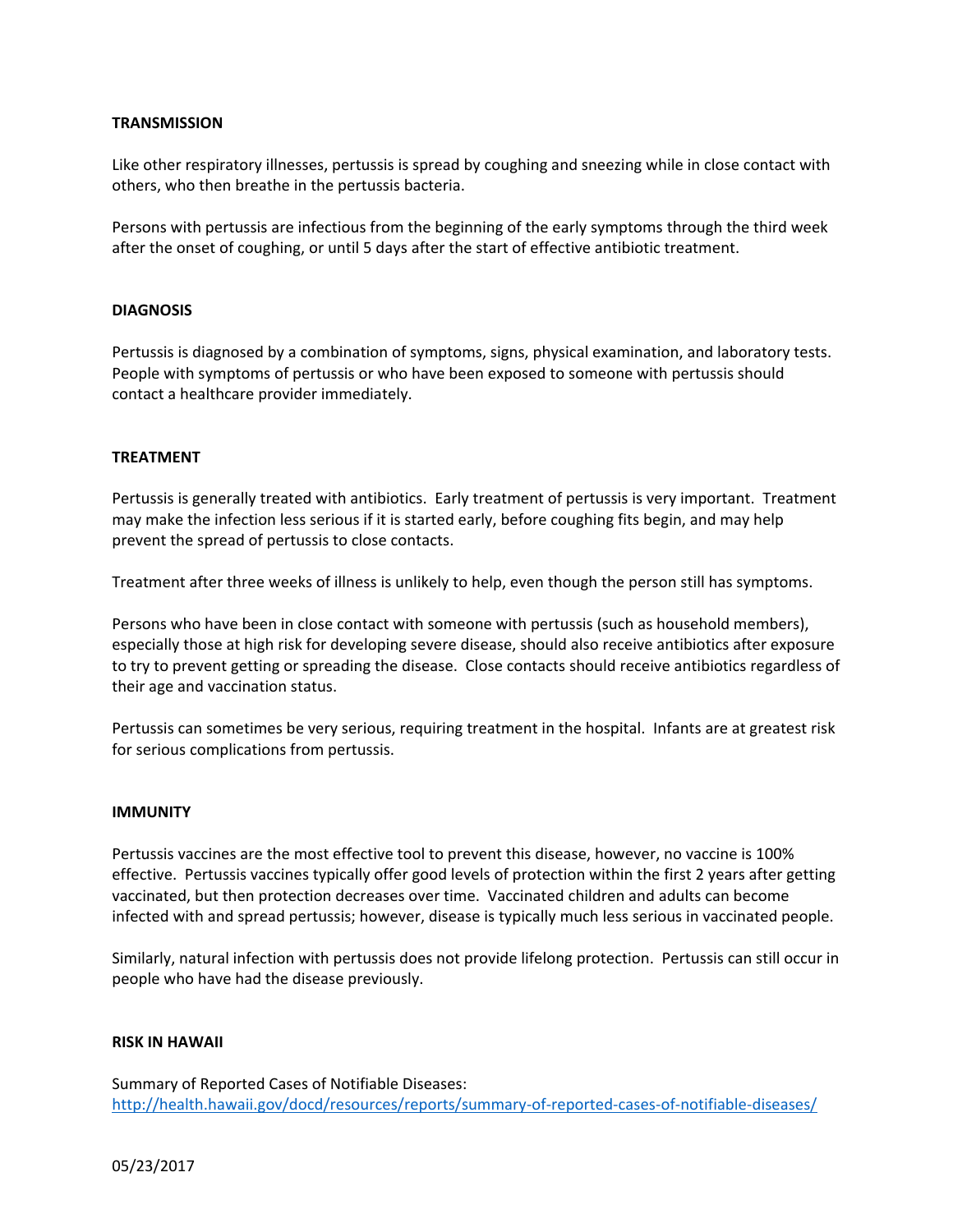## TRANSMISSION

Like other respiratory illnesses, pertussis is spread by coughing and sneezing while in close contact with others, who then breathe in the pertussis bacteria.

Persons with pertussis are infectious from the beginning of the early symptoms through the third week after the onset of coughing, or until 5 days after the start of effective antibiotic treatment.

## DIAGNOSIS

Pertussis is diagnosed by a combination of symptoms, signs, physical examination, and laboratory tests. People with symptoms of pertussis or who have been exposed to someone with pertussis should contact a healthcare provider immediately.

## TREATMENT

Pertussis is generally treated with antibiotics. Early treatment of pertussis is very important. Treatment may make the infection less serious if it is started early, before coughing fits begin, and may help prevent the spread of pertussis to close contacts.

Treatment after three weeks of illness is unlikely to help, even though the person still has symptoms.

Persons who have been in close contact with someone with pertussis (such as household members), especially those at high risk for developing severe disease, should also receive antibiotics after exposure to try to prevent getting or spreading the disease. Close contacts should receive antibiotics regardless of their age and vaccination status.

Pertussis can sometimes be very serious, requiring treatment in the hospital. Infants are at greatest risk for serious complications from pertussis.

## IMMUNITY

Pertussis vaccines are the most effective tool to prevent this disease, however, no vaccine is 100% effective. Pertussis vaccines typically offer good levels of protection within the first 2 years after getting vaccinated, but then protection decreases over time. Vaccinated children and adults can become infected with and spread pertussis; however, disease is typically much less serious in vaccinated people.

Similarly, natural infection with pertussis does not provide lifelong protection. Pertussis can still occur in people who have had the disease previously.

## RISK IN HAWAII

Summary of Reported Cases of Notifiable Diseases:
[http://health.hawaii.gov/docd/resources/reports/summary-of-reported-cases-of-notifiable-diseases/](http://health.hawaii.gov/docd/resources/reports/summary-of-reported-cases-of-notifiable-diseases/)

05/23/2017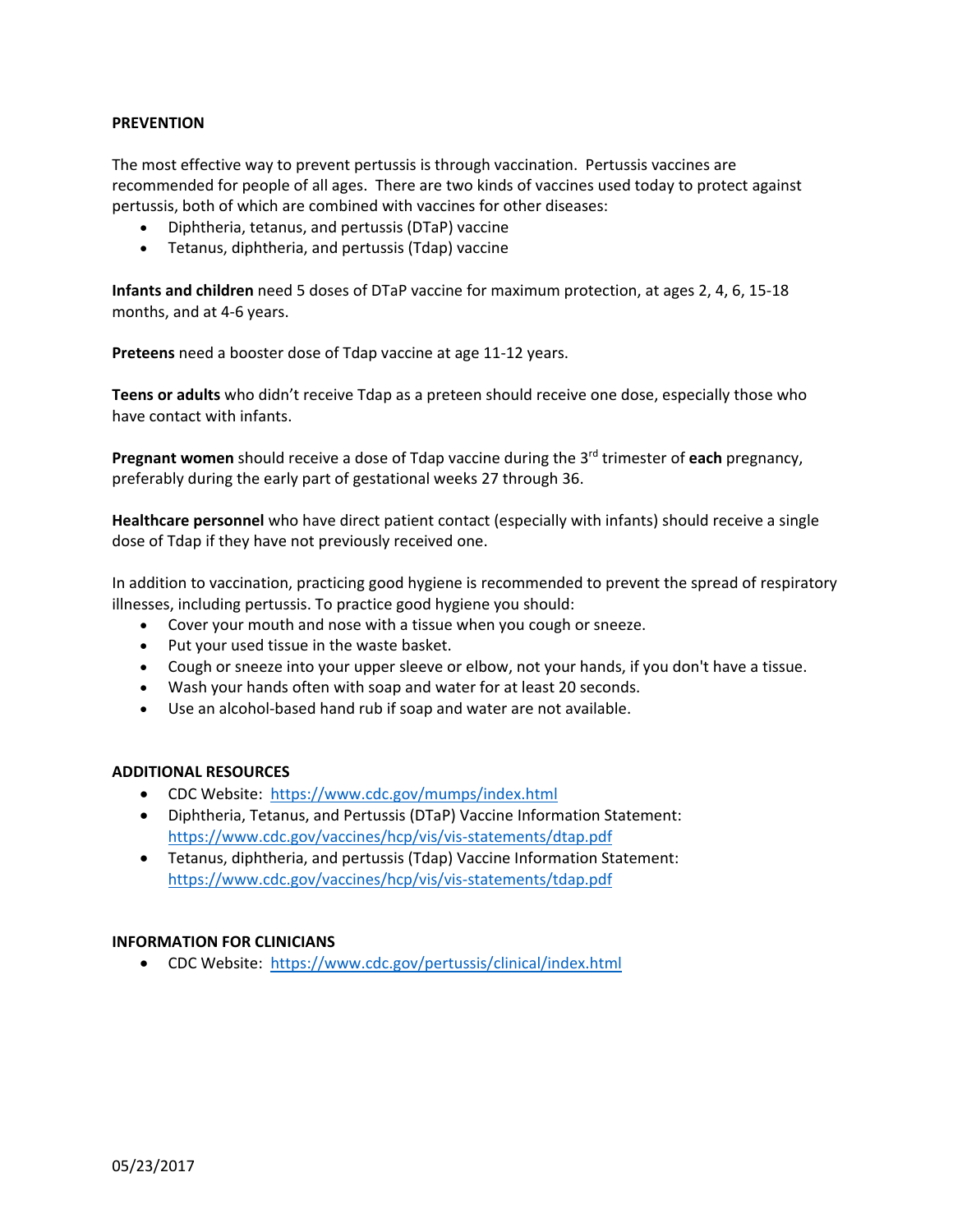## PREVENTION

The most effective way to prevent pertussis is through vaccination. Pertussis vaccines are recommended for people of all ages. There are two kinds of vaccines used today to protect against pertussis, both of which are combined with vaccines for other diseases:

- Diphtheria, tetanus, and pertussis (DTaP) vaccine
- Tetanus, diphtheria, and pertussis (Tdap) vaccine

**Infants and children** need 5 doses of DTaP vaccine for maximum protection, at ages 2, 4, 6, 15-18 months, and at 4-6 years.

**Preteens** need a booster dose of Tdap vaccine at age 11-12 years.

**Teens or adults** who didn't receive Tdap as a preteen should receive one dose, especially those who have contact with infants.

**Pregnant women** should receive a dose of Tdap vaccine during the 3rd trimester of **each** pregnancy, preferably during the early part of gestational weeks 27 through 36.

**Healthcare personnel** who have direct patient contact (especially with infants) should receive a single dose of Tdap if they have not previously received one.

In addition to vaccination, practicing good hygiene is recommended to prevent the spread of respiratory illnesses, including pertussis. To practice good hygiene you should:

- Cover your mouth and nose with a tissue when you cough or sneeze.
- Put your used tissue in the waste basket.
- Cough or sneeze into your upper sleeve or elbow, not your hands, if you don't have a tissue.
- Wash your hands often with soap and water for at least 20 seconds.
- Use an alcohol-based hand rub if soap and water are not available.

## ADDITIONAL RESOURCES

- CDC Website: https://www.cdc.gov/mumps/index.html
- Diphtheria, Tetanus, and Pertussis (DTaP) Vaccine Information Statement: https://www.cdc.gov/vaccines/hcp/vis/vis-statements/dtap.pdf
- Tetanus, diphtheria, and pertussis (Tdap) Vaccine Information Statement: https://www.cdc.gov/vaccines/hcp/vis/vis-statements/tdap.pdf

## INFORMATION FOR CLINICIANS

- CDC Website: https://www.cdc.gov/pertussis/clinical/index.html

05/23/2017